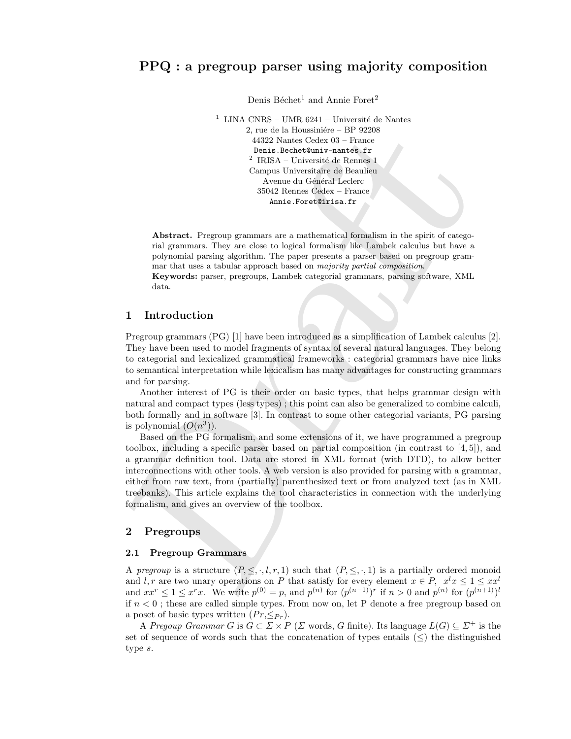# PPQ : a pregroup parser using majority composition

Denis Béchet[1] and Annie Foret[2]

[1] LINA CNRS – UMR 6241 – Université de Nantes
2, rue de la Houssiniére – BP 92208
44322 Nantes Cedex 03 – France
Denis.Bechet@univ-nantes.fr

[2] IRISA – Université de Rennes 1
Campus Universitaire de Beaulieu
Avenue du Général Leclerc
35042 Rennes Cedex – France
Annie.Foret@irisa.fr

**Abstract.** Pregroup grammars are a mathematical formalism in the spirit of categorial grammars. They are close to logical formalism like Lambek calculus but have a polynomial parsing algorithm. The paper presents a parser based on pregroup grammar that uses a tabular approach based on *majority partial composition*.

**Keywords:** parser, pregroups, Lambek categorial grammars, parsing software, XML data.

## 1 Introduction

Pregroup grammars (PG) [1] have been introduced as a simplification of Lambek calculus [2]. They have been used to model fragments of syntax of several natural languages. They belong to categorial and lexicalized grammatical frameworks : categorial grammars have nice links to semantical interpretation while lexicalism has many advantages for constructing grammars and for parsing.

Another interest of PG is their order on basic types, that helps grammar design with natural and compact types (less types) ; this point can also be generalized to combine calculi, both formally and in software [3]. In contrast to some other categorial variants, PG parsing is polynomial ($O(n^3)$).

Based on the PG formalism, and some extensions of it, we have programmed a pregroup toolbox, including a specific parser based on partial composition (in contrast to [4, 5]), and a grammar definition tool. Data are stored in XML format (with DTD), to allow better interconnections with other tools. A web version is also provided for parsing with a grammar, either from raw text, from (partially) parenthesized text or from analyzed text (as in XML treebanks). This article explains the tool characteristics in connection with the underlying formalism, and gives an overview of the toolbox.

## 2 Pregroups

### 2.1 Pregroup Grammars

A *pregroup* is a structure $(P, \leq, \cdot, l, r, 1)$ such that $(P, \leq, \cdot, 1)$ is a partially ordered monoid and $l, r$ are two unary operations on $P$ that satisfy for every element $x \in P$, $x^l x \leq 1 \leq x x^l$ and $x x^r \leq 1 \leq x^r x$. We write $p^{(0)} = p$, and $p^{(n)}$ for $(p^{(n-1)})^r$ if $n > 0$ and $p^{(n)}$ for $(p^{(n+1)})^l$ if $n < 0$ ; these are called simple types. From now on, let P denote a free pregroup based on a poset of basic types written $(Pr, \leq_{Pr})$.

A *Pregoup Grammar* $G$ is $G \subset \Sigma \times P$ ($\Sigma$ words, $G$ finite). Its language $L(G) \subseteq \Sigma^+$ is the set of sequence of words such that the concatenation of types entails ($\leq$) the distinguished type $s$.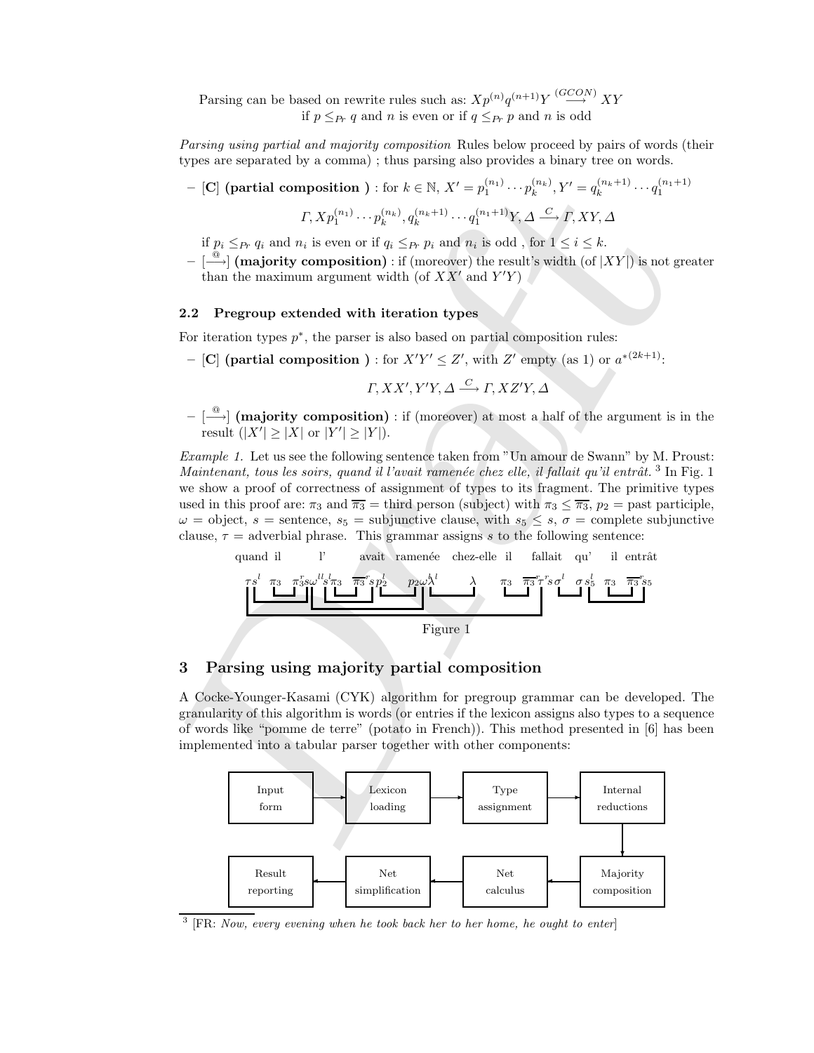Parsing can be based on rewrite rules such as: $Xp^{(n)}q^{(n+1)}Y \overset{(GCON)}{\longrightarrow} XY$
if $p \leq_{Pr} q$ and $n$ is even or if $q \leq_{Pr} p$ and $n$ is odd

*Parsing using partial and majority composition* Rules below proceed by pairs of words (their types are separated by a comma) ; thus parsing also provides a binary tree on words.

– **[C] (partial composition )** : for $k \in \mathbb{N}$, $X' = p_1^{(n_1)} \cdots p_k^{(n_k)}$, $Y' = q_k^{(n_k+1)} \cdots q_1^{(n_1+1)}$

$$\Gamma, Xp_1^{(n_1)} \cdots p_k^{(n_k)}, q_k^{(n_k+1)} \cdots q_1^{(n_1+1)}Y, \Delta \overset{C}{\longrightarrow} \Gamma, XY, \Delta$$

if $p_i \leq_{Pr} q_i$ and $n_i$ is even or if $q_i \leq_{Pr} p_i$ and $n_i$ is odd , for $1 \leq i \leq k$.

– $[\overset{@}{\longrightarrow}]$ **(majority composition)** : if (moreover) the result's width (of $|XY|$) is not greater than the maximum argument width (of $XX'$ and $Y'Y$)

### 2.2 Pregroup extended with iteration types

For iteration types $p^*$, the parser is also based on partial composition rules:

– **[C] (partial composition )** : for $X'Y' \leq Z'$, with $Z'$ empty (as 1) or $a^{*(2k+1)}$:

$$\Gamma, XX', Y'Y, \Delta \overset{C}{\longrightarrow} \Gamma, XZ'Y, \Delta$$

– $[\overset{@}{\longrightarrow}]$ **(majority composition)** : if (moreover) at most a half of the argument is in the result ($|X'| \geq |X|$ or $|Y'| \geq |Y|$).

*Example 1.* Let us see the following sentence taken from "Un amour de Swann" by M. Proust: *Maintenant, tous les soirs, quand il l'avait ramenée chez elle, il fallait qu'il entrât.* [3] In Fig. 1 we show a proof of correctness of assignment of types to its fragment. The primitive types used in this proof are: $\pi_3$ and $\overline{\pi_3}$ = third person (subject) with $\pi_3 \leq \overline{\pi_3}$, $p_2$ = past participle, $\omega$ = object, $s$ = sentence, $s_5$ = subjunctive clause, with $s_5 \leq s$, $\sigma$ = complete subjunctive clause, $\tau$ = adverbial phrase. This grammar assigns $s$ to the following sentence:

quand il l' avait ramenée chez-elle il fallait qu' il entrât

$\tau s^l \;\; \pi_3 \;\; \pi_3^r s \omega^{ll} s^l \pi_3 \;\; \overline{\pi_3}^r s p_2^l \;\; p_2 \omega^l \lambda^l \;\; \lambda \;\; \pi_3 \;\; \overline{\pi_3}^r \tau^r s \sigma^l \;\; \sigma s_5^l \;\; \pi_3 \;\; \overline{\pi_3}^r s_5$

Figure 1

## 3 Parsing using majority partial composition

A Cocke-Younger-Kasami (CYK) algorithm for pregroup grammar can be developed. The granularity of this algorithm is words (or entries if the lexicon assigns also types to a sequence of words like "pomme de terre" (potato in French)). This method presented in [6] has been implemented into a tabular parser together with other components:

Input form → Lexicon loading → Type assignment → Internal reductions → Majority composition → Net calculus → Net simplification → Result reporting

[3] [FR: *Now, every evening when he took back her to her home, he ought to enter*]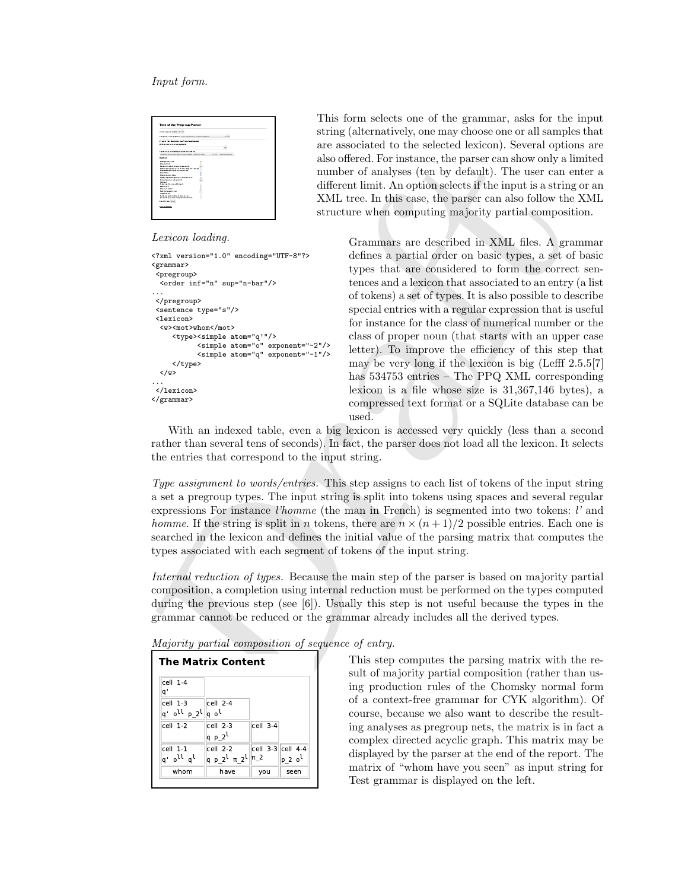*Input form.*

This form selects one of the grammar, asks for the input string (alternatively, one may choose one or all samples that are associated to the selected lexicon). Several options are also offered. For instance, the parser can show only a limited number of analyses (ten by default). The user can enter a different limit. An option selects if the input is a string or an XML tree. In this case, the parser can also follow the XML structure when computing majority partial composition.

*Lexicon loading.*

```
<?xml version="1.0" encoding="UTF-8"?>
<grammar>
 <pregroup>
  <order inf="n" sup="n-bar"/>
...
 </pregroup>
 <sentence type="s"/>
 <lexicon>
  <w><mot>whom</mot>
     <type><simple atom="q'"/>
           <simple atom="o" exponent="-2"/>
           <simple atom="q" exponent="-1"/>
     </type>
  </w>
...
 </lexicon>
</grammar>
```

Grammars are described in XML files. A grammar defines a partial order on basic types, a set of basic types that are considered to form the correct sentences and a lexicon that associated to an entry (a list of tokens) a set of types. It is also possible to describe special entries with a regular expression that is useful for instance for the class of numerical number or the class of proper noun (that starts with an upper case letter). To improve the efficiency of this step that may be very long if the lexicon is big (Lefff 2.5.5[7] has 534753 entries – The PPQ XML corresponding lexicon is a file whose size is 31,367,146 bytes), a compressed text format or a SQLite database can be used.

With an indexed table, even a big lexicon is accessed very quickly (less than a second rather than several tens of seconds). In fact, the parser does not load all the lexicon. It selects the entries that correspond to the input string.

*Type assignment to words/entries.* This step assigns to each list of tokens of the input string a set a pregroup types. The input string is split into tokens using spaces and several regular expressions For instance *l'homme* (the man in French) is segmented into two tokens: *l'* and *homme*. If the string is split in $n$ tokens, there are $n \times (n+1)/2$ possible entries. Each one is searched in the lexicon and defines the initial value of the parsing matrix that computes the types associated with each segment of tokens of the input string.

*Internal reduction of types.* Because the main step of the parser is based on majority partial composition, a completion using internal reduction must be performed on the types computed during the previous step (see [6]). Usually this step is not useful because the types in the grammar cannot be reduced or the grammar already includes all the derived types.

*Majority partial composition of sequence of entry.*

**The Matrix Content**

| | | | |
|---|---|---|---|
| cell 1-4 $q'$ | | | |
| cell 1-3 $q'\ o^{ll}\ p\_2^{l}$ | cell 2-4 $q\ o^{l}$ | | |
| cell 1-2 | cell 2-3 $q\ p\_2^{l}$ | cell 3-4 | |
| cell 1-1 $q'\ o^{ll}\ q^{l}$ | cell 2-2 $q\ p\_2^{l}\ \pi\_2^{l}$ | cell 3-3 $\pi\_2$ | cell 4-4 $p\_2\ o^{l}$ |
| whom | have | you | seen |

This step computes the parsing matrix with the result of majority partial composition (rather than using production rules of the Chomsky normal form of a context-free grammar for CYK algorithm). Of course, because we also want to describe the resulting analyses as pregroup nets, the matrix is in fact a complex directed acyclic graph. This matrix may be displayed by the parser at the end of the report. The matrix of "whom have you seen" as input string for Test grammar is displayed on the left.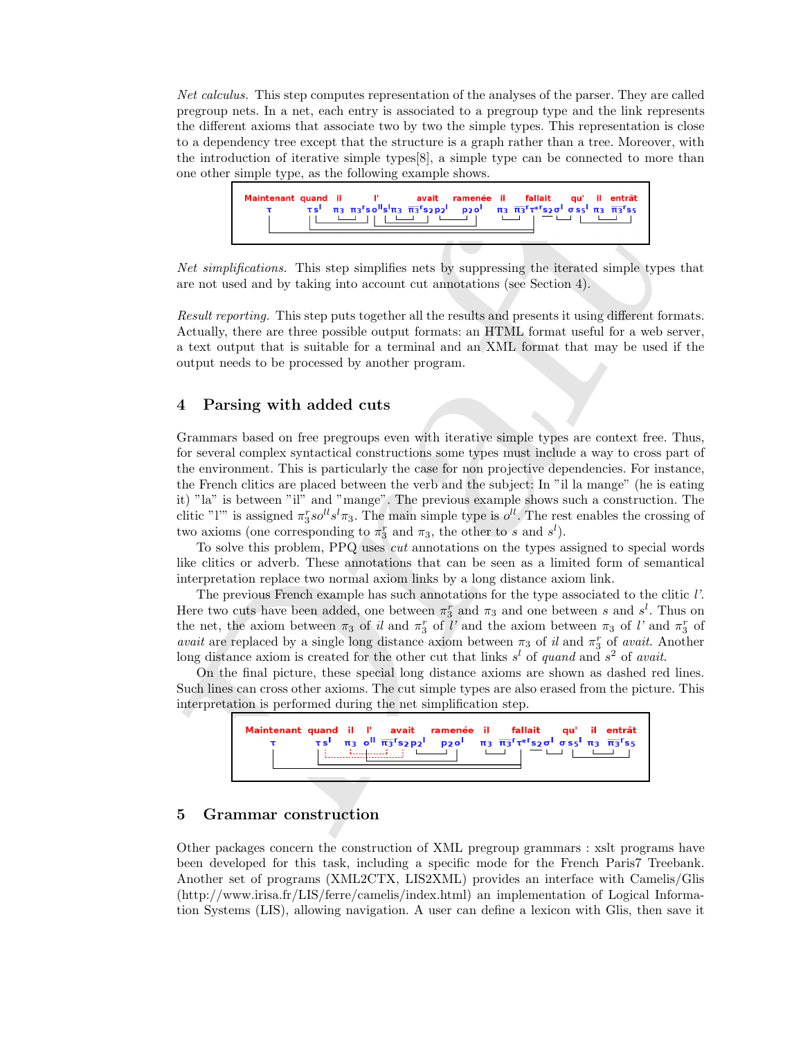*Net calculus.* This step computes representation of the analyses of the parser. They are called pregroup nets. In a net, each entry is associated to a pregroup type and the link represents the different axioms that associate two by two the simple types. This representation is close to a dependency tree except that the structure is a graph rather than a tree. Moreover, with the introduction of iterative simple types[8], a simple type can be connected to more than one other simple type, as the following example shows.

*Net simplifications.* This step simplifies nets by suppressing the iterated simple types that are not used and by taking into account cut annotations (see Section 4).

*Result reporting.* This step puts together all the results and presents it using different formats. Actually, there are three possible output formats: an HTML format useful for a web server, a text output that is suitable for a terminal and an XML format that may be used if the output needs to be processed by another program.

## 4 Parsing with added cuts

Grammars based on free pregroups even with iterative simple types are context free. Thus, for several complex syntactical constructions some types must include a way to cross part of the environment. This is particularly the case for non projective dependencies. For instance, the French clitics are placed between the verb and the subject: In "il la mange" (he is eating it) "la" is between "il" and "mange". The previous example shows such a construction. The clitic "l'" is assigned $\pi_3^r s o^{ll} s^l \pi_3$. The main simple type is $o^{ll}$. The rest enables the crossing of two axioms (one corresponding to $\pi_3^r$ and $\pi_3$, the other to $s$ and $s^l$).

To solve this problem, PPQ uses *cut* annotations on the types assigned to special words like clitics or adverb. These annotations that can be seen as a limited form of semantical interpretation replace two normal axiom links by a long distance axiom link.

The previous French example has such annotations for the type associated to the clitic *l'*. Here two cuts have been added, one between $\pi_3^r$ and $\pi_3$ and one between $s$ and $s^l$. Thus on the net, the axiom between $\pi_3$ of *il* and $\pi_3^r$ of *l'* and the axiom between $\pi_3$ of *l'* and $\pi_3^r$ of *avait* are replaced by a single long distance axiom between $\pi_3$ of *il* and $\pi_3^r$ of *avait*. Another long distance axiom is created for the other cut that links $s^l$ of *quand* and $s^2$ of *avait*.

On the final picture, these special long distance axioms are shown as dashed red lines. Such lines can cross other axioms. The cut simple types are also erased from the picture. This interpretation is performed during the net simplification step.

## 5 Grammar construction

Other packages concern the construction of XML pregroup grammars : xslt programs have been developed for this task, including a specific mode for the French Paris7 Treebank. Another set of programs (XML2CTX, LIS2XML) provides an interface with Camelis/Glis (http://www.irisa.fr/LIS/ferre/camelis/index.html) an implementation of Logical Information Systems (LIS), allowing navigation. A user can define a lexicon with Glis, then save it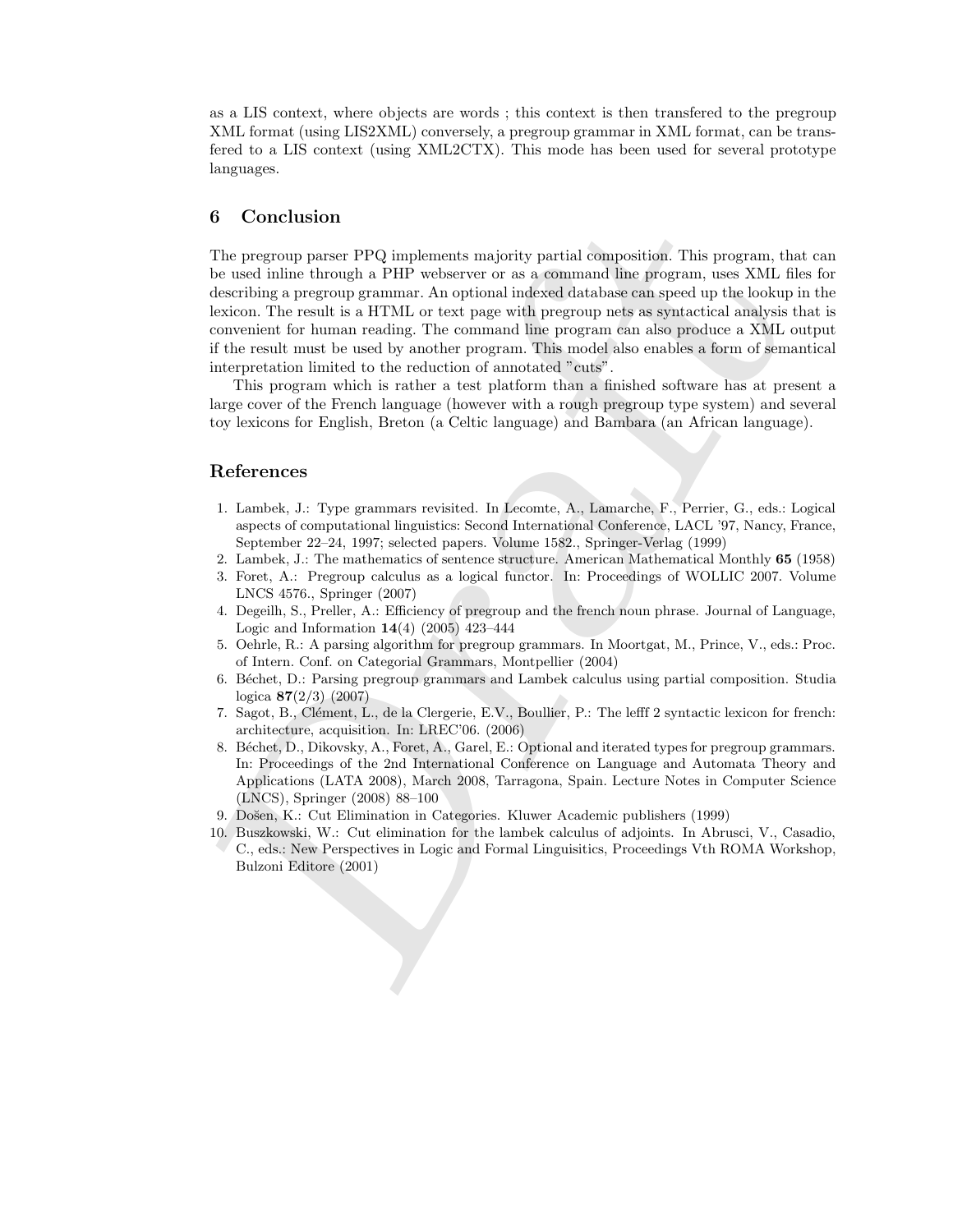as a LIS context, where objects are words ; this context is then transfered to the pregroup XML format (using LIS2XML) conversely, a pregroup grammar in XML format, can be transfered to a LIS context (using XML2CTX). This mode has been used for several prototype languages.

## 6 Conclusion

The pregroup parser PPQ implements majority partial composition. This program, that can be used inline through a PHP webserver or as a command line program, uses XML files for describing a pregroup grammar. An optional indexed database can speed up the lookup in the lexicon. The result is a HTML or text page with pregroup nets as syntactical analysis that is convenient for human reading. The command line program can also produce a XML output if the result must be used by another program. This model also enables a form of semantical interpretation limited to the reduction of annotated "cuts".

This program which is rather a test platform than a finished software has at present a large cover of the French language (however with a rough pregroup type system) and several toy lexicons for English, Breton (a Celtic language) and Bambara (an African language).

## References

1. Lambek, J.: Type grammars revisited. In Lecomte, A., Lamarche, F., Perrier, G., eds.: Logical aspects of computational linguistics: Second International Conference, LACL '97, Nancy, France, September 22–24, 1997; selected papers. Volume 1582., Springer-Verlag (1999)
2. Lambek, J.: The mathematics of sentence structure. American Mathematical Monthly **65** (1958)
3. Foret, A.: Pregroup calculus as a logical functor. In: Proceedings of WOLLIC 2007. Volume LNCS 4576., Springer (2007)
4. Degeilh, S., Preller, A.: Efficiency of pregroup and the french noun phrase. Journal of Language, Logic and Information **14**(4) (2005) 423–444
5. Oehrle, R.: A parsing algorithm for pregroup grammars. In Moortgat, M., Prince, V., eds.: Proc. of Intern. Conf. on Categorial Grammars, Montpellier (2004)
6. Béchet, D.: Parsing pregroup grammars and Lambek calculus using partial composition. Studia logica **87**(2/3) (2007)
7. Sagot, B., Clément, L., de la Clergerie, E.V., Boullier, P.: The lefff 2 syntactic lexicon for french: architecture, acquisition. In: LREC'06. (2006)
8. Béchet, D., Dikovsky, A., Foret, A., Garel, E.: Optional and iterated types for pregroup grammars. In: Proceedings of the 2nd International Conference on Language and Automata Theory and Applications (LATA 2008), March 2008, Tarragona, Spain. Lecture Notes in Computer Science (LNCS), Springer (2008) 88–100
9. Došen, K.: Cut Elimination in Categories. Kluwer Academic publishers (1999)
10. Buszkowski, W.: Cut elimination for the lambek calculus of adjoints. In Abrusci, V., Casadio, C., eds.: New Perspectives in Logic and Formal Linguisitics, Proceedings Vth ROMA Workshop, Bulzoni Editore (2001)